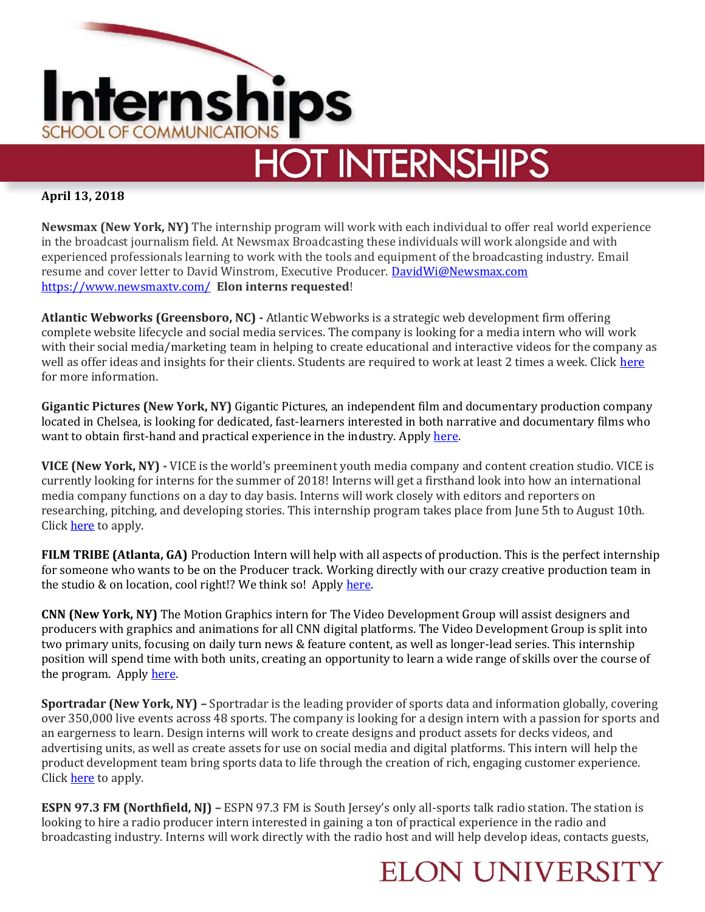# Internships

SCHOOL OF COMMUNICATIONS

## HOT INTERNSHIPS

**April 13, 2018**

**Newsmax (New York, NY)** The internship program will work with each individual to offer real world experience in the broadcast journalism field. At Newsmax Broadcasting these individuals will work alongside and with experienced professionals learning to work with the tools and equipment of the broadcasting industry. Email resume and cover letter to David Winstrom, Executive Producer. DavidWi@Newsmax.com https://www.newsmaxtv.com/ **Elon interns requested**!

**Atlantic Webworks (Greensboro, NC) -** Atlantic Webworks is a strategic web development firm offering complete website lifecycle and social media services. The company is looking for a media intern who will work with their social media/marketing team in helping to create educational and interactive videos for the company as well as offer ideas and insights for their clients. Students are required to work at least 2 times a week. Click here for more information.

**Gigantic Pictures (New York, NY)** Gigantic Pictures, an independent film and documentary production company located in Chelsea, is looking for dedicated, fast-learners interested in both narrative and documentary films who want to obtain first-hand and practical experience in the industry. Apply here.

**VICE (New York, NY) -** VICE is the world's preeminent youth media company and content creation studio. VICE is currently looking for interns for the summer of 2018! Interns will get a firsthand look into how an international media company functions on a day to day basis. Interns will work closely with editors and reporters on researching, pitching, and developing stories. This internship program takes place from June 5th to August 10th. Click here to apply.

**FILM TRIBE (Atlanta, GA)** Production Intern will help with all aspects of production. This is the perfect internship for someone who wants to be on the Producer track. Working directly with our crazy creative production team in the studio & on location, cool right!? We think so! Apply here.

**CNN (New York, NY)** The Motion Graphics intern for The Video Development Group will assist designers and producers with graphics and animations for all CNN digital platforms. The Video Development Group is split into two primary units, focusing on daily turn news & feature content, as well as longer-lead series. This internship position will spend time with both units, creating an opportunity to learn a wide range of skills over the course of the program. Apply here.

**Sportradar (New York, NY) –** Sportradar is the leading provider of sports data and information globally, covering over 350,000 live events across 48 sports. The company is looking for a design intern with a passion for sports and an eargerness to learn. Design interns will work to create designs and product assets for decks videos, and advertising units, as well as create assets for use on social media and digital platforms. This intern will help the product development team bring sports data to life through the creation of rich, engaging customer experience. Click here to apply.

**ESPN 97.3 FM (Northfield, NJ) –** ESPN 97.3 FM is South Jersey's only all-sports talk radio station. The station is looking to hire a radio producer intern interested in gaining a ton of practical experience in the radio and broadcasting industry. Interns will work directly with the radio host and will help develop ideas, contacts guests,

ELON UNIVERSITY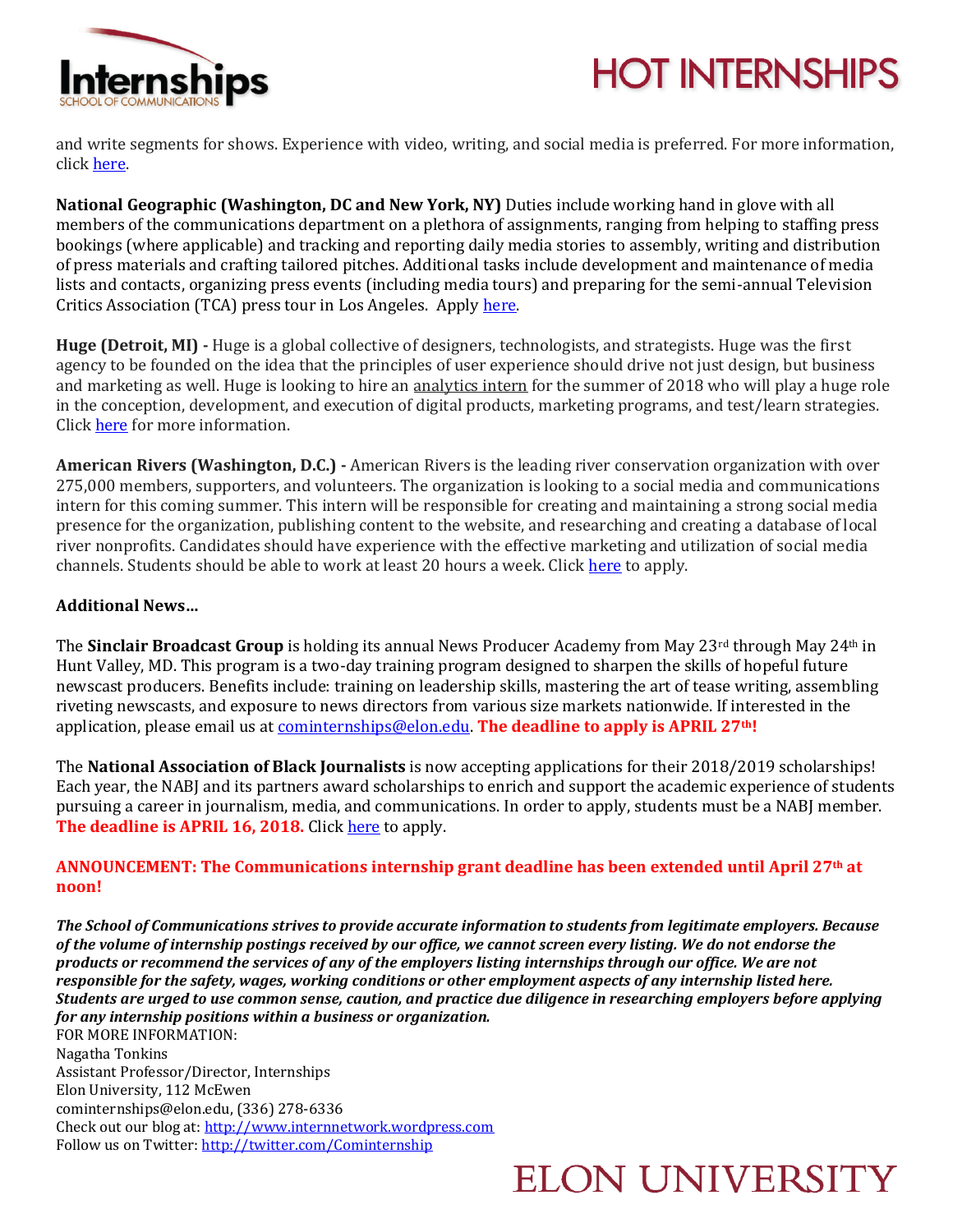and write segments for shows. Experience with video, writing, and social media is preferred. For more information, click here.

**National Geographic (Washington, DC and New York, NY)** Duties include working hand in glove with all members of the communications department on a plethora of assignments, ranging from helping to staffing press bookings (where applicable) and tracking and reporting daily media stories to assembly, writing and distribution of press materials and crafting tailored pitches. Additional tasks include development and maintenance of media lists and contacts, organizing press events (including media tours) and preparing for the semi-annual Television Critics Association (TCA) press tour in Los Angeles. Apply here.

**Huge (Detroit, MI) -** Huge is a global collective of designers, technologists, and strategists. Huge was the first agency to be founded on the idea that the principles of user experience should drive not just design, but business and marketing as well. Huge is looking to hire an analytics intern for the summer of 2018 who will play a huge role in the conception, development, and execution of digital products, marketing programs, and test/learn strategies. Click here for more information.

**American Rivers (Washington, D.C.) -** American Rivers is the leading river conservation organization with over 275,000 members, supporters, and volunteers. The organization is looking to a social media and communications intern for this coming summer. This intern will be responsible for creating and maintaining a strong social media presence for the organization, publishing content to the website, and researching and creating a database of local river nonprofits. Candidates should have experience with the effective marketing and utilization of social media channels. Students should be able to work at least 20 hours a week. Click here to apply.

**Additional News…**

The **Sinclair Broadcast Group** is holding its annual News Producer Academy from May 23rd through May 24th in Hunt Valley, MD. This program is a two-day training program designed to sharpen the skills of hopeful future newscast producers. Benefits include: training on leadership skills, mastering the art of tease writing, assembling riveting newscasts, and exposure to news directors from various size markets nationwide. If interested in the application, please email us at cominternships@elon.edu. **The deadline to apply is APRIL 27th!**

The **National Association of Black Journalists** is now accepting applications for their 2018/2019 scholarships! Each year, the NABJ and its partners award scholarships to enrich and support the academic experience of students pursuing a career in journalism, media, and communications. In order to apply, students must be a NABJ member. **The deadline is APRIL 16, 2018.** Click here to apply.

**ANNOUNCEMENT: The Communications internship grant deadline has been extended until April 27th at noon!**

***The School of Communications strives to provide accurate information to students from legitimate employers. Because of the volume of internship postings received by our office, we cannot screen every listing. We do not endorse the products or recommend the services of any of the employers listing internships through our office. We are not responsible for the safety, wages, working conditions or other employment aspects of any internship listed here. Students are urged to use common sense, caution, and practice due diligence in researching employers before applying for any internship positions within a business or organization.***

FOR MORE INFORMATION:
Nagatha Tonkins
Assistant Professor/Director, Internships
Elon University, 112 McEwen
cominternships@elon.edu, (336) 278-6336
Check out our blog at: http://www.internnetwork.wordpress.com
Follow us on Twitter: http://twitter.com/Cominternship